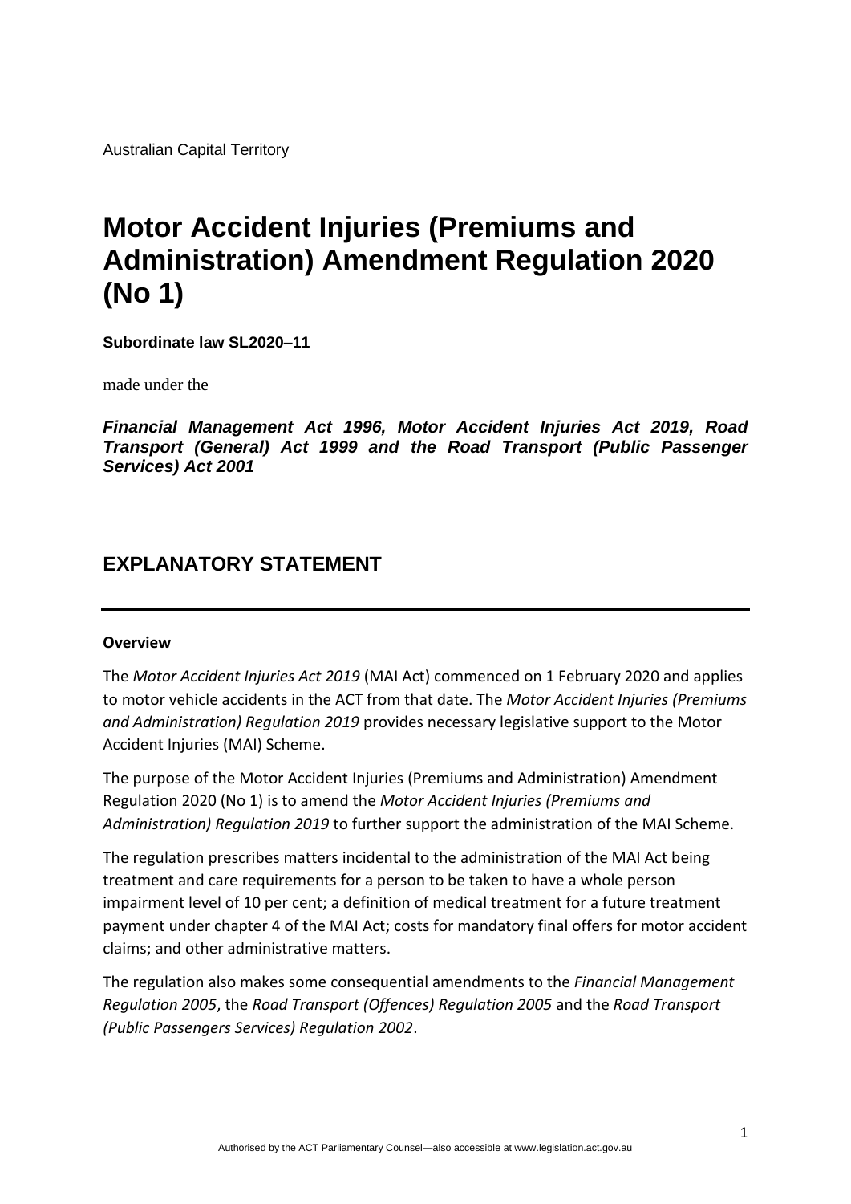Australian Capital Territory

# Motor Accident Injuries (Premiums and Administration) Amendment Regulation 2020 (No 1)

**Subordinate law SL2020–11**

made under the

***Financial Management Act 1996, Motor Accident Injuries Act 2019, Road Transport (General) Act 1999 and the Road Transport (Public Passenger Services) Act 2001***

## EXPLANATORY STATEMENT

---

**Overview**

The *Motor Accident Injuries Act 2019* (MAI Act) commenced on 1 February 2020 and applies to motor vehicle accidents in the ACT from that date. The *Motor Accident Injuries (Premiums and Administration) Regulation 2019* provides necessary legislative support to the Motor Accident Injuries (MAI) Scheme.

The purpose of the Motor Accident Injuries (Premiums and Administration) Amendment Regulation 2020 (No 1) is to amend the *Motor Accident Injuries (Premiums and Administration) Regulation 2019* to further support the administration of the MAI Scheme.

The regulation prescribes matters incidental to the administration of the MAI Act being treatment and care requirements for a person to be taken to have a whole person impairment level of 10 per cent; a definition of medical treatment for a future treatment payment under chapter 4 of the MAI Act; costs for mandatory final offers for motor accident claims; and other administrative matters.

The regulation also makes some consequential amendments to the *Financial Management Regulation 2005*, the *Road Transport (Offences) Regulation 2005* and the *Road Transport (Public Passengers Services) Regulation 2002*.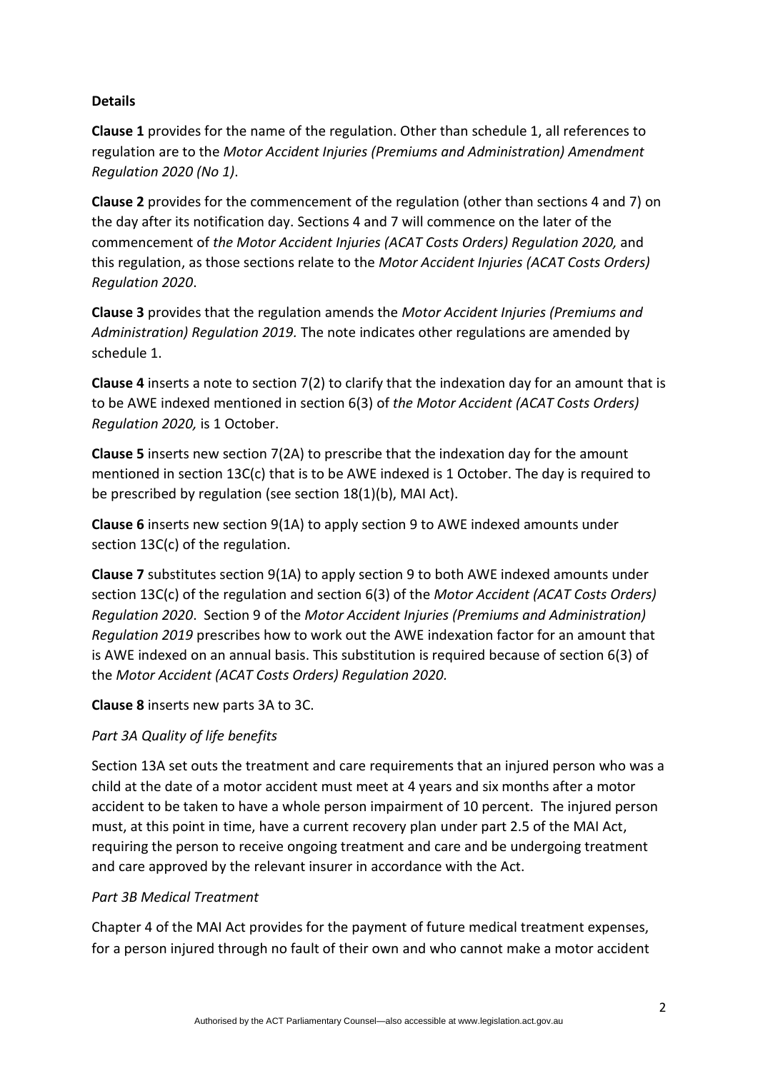**Details**

**Clause 1** provides for the name of the regulation. Other than schedule 1, all references to regulation are to the *Motor Accident Injuries (Premiums and Administration) Amendment Regulation 2020 (No 1)*.

**Clause 2** provides for the commencement of the regulation (other than sections 4 and 7) on the day after its notification day. Sections 4 and 7 will commence on the later of the commencement of *the Motor Accident Injuries (ACAT Costs Orders) Regulation 2020,* and this regulation, as those sections relate to the *Motor Accident Injuries (ACAT Costs Orders) Regulation 2020*.

**Clause 3** provides that the regulation amends the *Motor Accident Injuries (Premiums and Administration) Regulation 2019.* The note indicates other regulations are amended by schedule 1.

**Clause 4** inserts a note to section 7(2) to clarify that the indexation day for an amount that is to be AWE indexed mentioned in section 6(3) of *the Motor Accident (ACAT Costs Orders) Regulation 2020,* is 1 October.

**Clause 5** inserts new section 7(2A) to prescribe that the indexation day for the amount mentioned in section 13C(c) that is to be AWE indexed is 1 October. The day is required to be prescribed by regulation (see section 18(1)(b), MAI Act).

**Clause 6** inserts new section 9(1A) to apply section 9 to AWE indexed amounts under section 13C(c) of the regulation.

**Clause 7** substitutes section 9(1A) to apply section 9 to both AWE indexed amounts under section 13C(c) of the regulation and section 6(3) of the *Motor Accident (ACAT Costs Orders) Regulation 2020*. Section 9 of the *Motor Accident Injuries (Premiums and Administration) Regulation 2019* prescribes how to work out the AWE indexation factor for an amount that is AWE indexed on an annual basis. This substitution is required because of section 6(3) of the *Motor Accident (ACAT Costs Orders) Regulation 2020.*

**Clause 8** inserts new parts 3A to 3C.

*Part 3A Quality of life benefits*

Section 13A set outs the treatment and care requirements that an injured person who was a child at the date of a motor accident must meet at 4 years and six months after a motor accident to be taken to have a whole person impairment of 10 percent. The injured person must, at this point in time, have a current recovery plan under part 2.5 of the MAI Act, requiring the person to receive ongoing treatment and care and be undergoing treatment and care approved by the relevant insurer in accordance with the Act.

*Part 3B Medical Treatment*

Chapter 4 of the MAI Act provides for the payment of future medical treatment expenses, for a person injured through no fault of their own and who cannot make a motor accident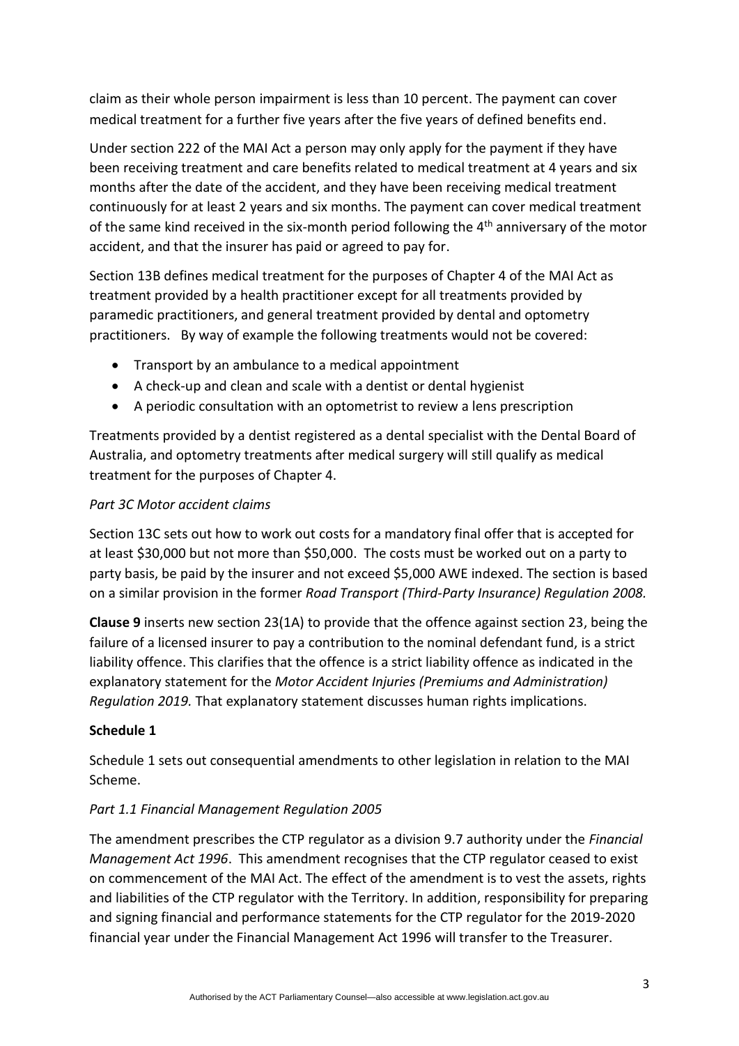claim as their whole person impairment is less than 10 percent. The payment can cover medical treatment for a further five years after the five years of defined benefits end.

Under section 222 of the MAI Act a person may only apply for the payment if they have been receiving treatment and care benefits related to medical treatment at 4 years and six months after the date of the accident, and they have been receiving medical treatment continuously for at least 2 years and six months. The payment can cover medical treatment of the same kind received in the six-month period following the 4th anniversary of the motor accident, and that the insurer has paid or agreed to pay for.

Section 13B defines medical treatment for the purposes of Chapter 4 of the MAI Act as treatment provided by a health practitioner except for all treatments provided by paramedic practitioners, and general treatment provided by dental and optometry practitioners. By way of example the following treatments would not be covered:

- Transport by an ambulance to a medical appointment
- A check-up and clean and scale with a dentist or dental hygienist
- A periodic consultation with an optometrist to review a lens prescription

Treatments provided by a dentist registered as a dental specialist with the Dental Board of Australia, and optometry treatments after medical surgery will still qualify as medical treatment for the purposes of Chapter 4.

*Part 3C Motor accident claims*

Section 13C sets out how to work out costs for a mandatory final offer that is accepted for at least $30,000 but not more than $50,000. The costs must be worked out on a party to party basis, be paid by the insurer and not exceed $5,000 AWE indexed. The section is based on a similar provision in the former *Road Transport (Third-Party Insurance) Regulation 2008.*

**Clause 9** inserts new section 23(1A) to provide that the offence against section 23, being the failure of a licensed insurer to pay a contribution to the nominal defendant fund, is a strict liability offence. This clarifies that the offence is a strict liability offence as indicated in the explanatory statement for the *Motor Accident Injuries (Premiums and Administration) Regulation 2019.* That explanatory statement discusses human rights implications.

**Schedule 1**

Schedule 1 sets out consequential amendments to other legislation in relation to the MAI Scheme.

*Part 1.1 Financial Management Regulation 2005*

The amendment prescribes the CTP regulator as a division 9.7 authority under the *Financial Management Act 1996*. This amendment recognises that the CTP regulator ceased to exist on commencement of the MAI Act. The effect of the amendment is to vest the assets, rights and liabilities of the CTP regulator with the Territory. In addition, responsibility for preparing and signing financial and performance statements for the CTP regulator for the 2019-2020 financial year under the Financial Management Act 1996 will transfer to the Treasurer.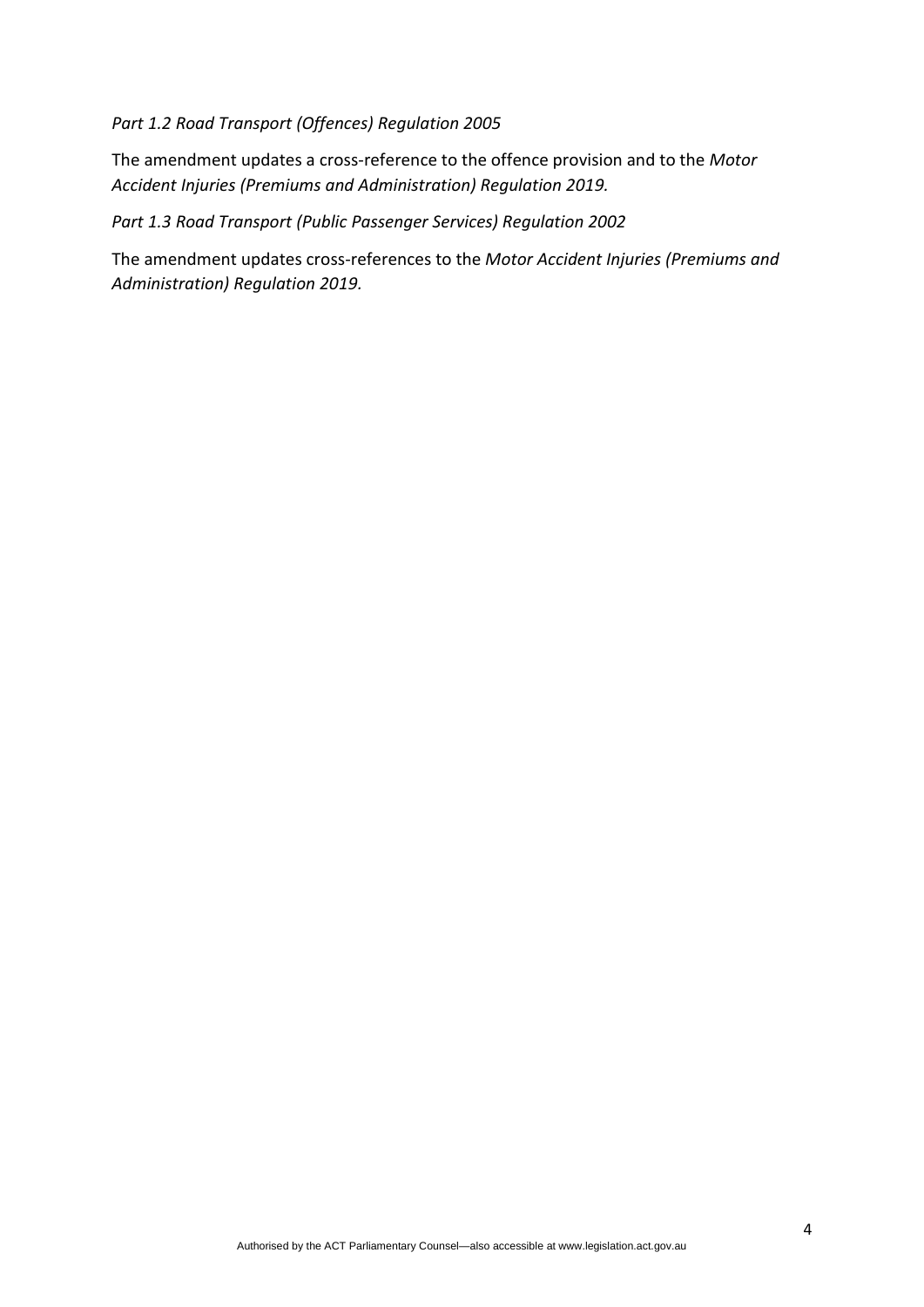*Part 1.2 Road Transport (Offences) Regulation 2005*

The amendment updates a cross-reference to the offence provision and to the *Motor Accident Injuries (Premiums and Administration) Regulation 2019.*

*Part 1.3 Road Transport (Public Passenger Services) Regulation 2002*

The amendment updates cross-references to the *Motor Accident Injuries (Premiums and Administration) Regulation 2019.*